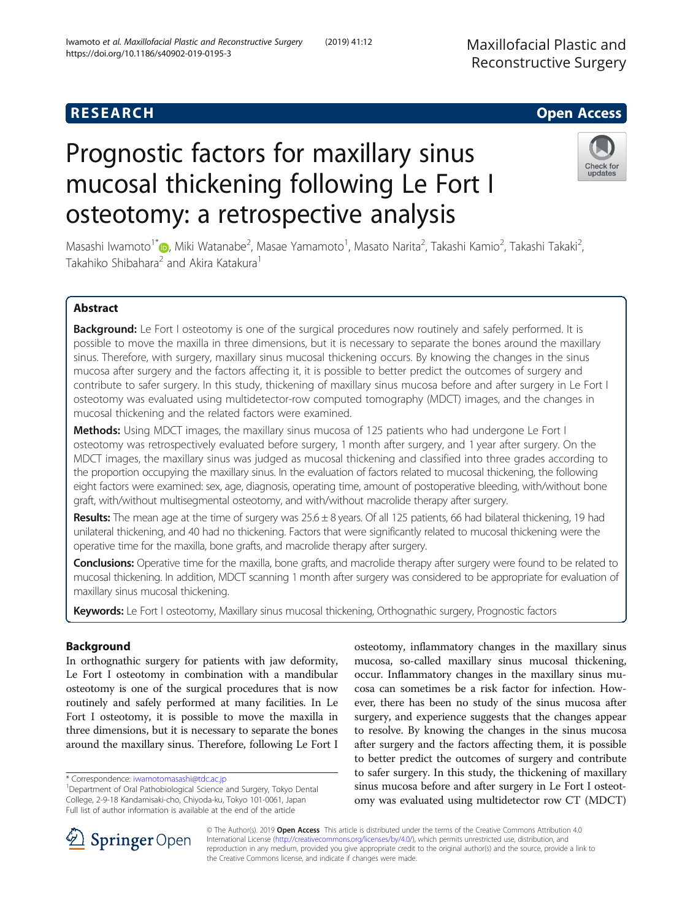RESEARCH Open Access

# Prognostic factors for maxillary sinus mucosal thickening following Le Fort I osteotomy: a retrospective analysis

Masashi Iwamoto[1*], Miki Watanabe[2], Masae Yamamoto[1], Masato Narita[2], Takashi Kamio[2], Takashi Takaki[2], Takahiko Shibahara[2] and Akira Katakura[1]

## Abstract

**Background:** Le Fort I osteotomy is one of the surgical procedures now routinely and safely performed. It is possible to move the maxilla in three dimensions, but it is necessary to separate the bones around the maxillary sinus. Therefore, with surgery, maxillary sinus mucosal thickening occurs. By knowing the changes in the sinus mucosa after surgery and the factors affecting it, it is possible to better predict the outcomes of surgery and contribute to safer surgery. In this study, thickening of maxillary sinus mucosa before and after surgery in Le Fort I osteotomy was evaluated using multidetector-row computed tomography (MDCT) images, and the changes in mucosal thickening and the related factors were examined.

**Methods:** Using MDCT images, the maxillary sinus mucosa of 125 patients who had undergone Le Fort I osteotomy was retrospectively evaluated before surgery, 1 month after surgery, and 1 year after surgery. On the MDCT images, the maxillary sinus was judged as mucosal thickening and classified into three grades according to the proportion occupying the maxillary sinus. In the evaluation of factors related to mucosal thickening, the following eight factors were examined: sex, age, diagnosis, operating time, amount of postoperative bleeding, with/without bone graft, with/without multisegmental osteotomy, and with/without macrolide therapy after surgery.

**Results:** The mean age at the time of surgery was 25.6 ± 8 years. Of all 125 patients, 66 had bilateral thickening, 19 had unilateral thickening, and 40 had no thickening. Factors that were significantly related to mucosal thickening were the operative time for the maxilla, bone grafts, and macrolide therapy after surgery.

**Conclusions:** Operative time for the maxilla, bone grafts, and macrolide therapy after surgery were found to be related to mucosal thickening. In addition, MDCT scanning 1 month after surgery was considered to be appropriate for evaluation of maxillary sinus mucosal thickening.

**Keywords:** Le Fort I osteotomy, Maxillary sinus mucosal thickening, Orthognathic surgery, Prognostic factors

## Background

In orthognathic surgery for patients with jaw deformity, Le Fort I osteotomy in combination with a mandibular osteotomy is one of the surgical procedures that is now routinely and safely performed at many facilities. In Le Fort I osteotomy, it is possible to move the maxilla in three dimensions, but it is necessary to separate the bones around the maxillary sinus. Therefore, following Le Fort I osteotomy, inflammatory changes in the maxillary sinus mucosa, so-called maxillary sinus mucosal thickening, occur. Inflammatory changes in the maxillary sinus mucosa can sometimes be a risk factor for infection. However, there has been no study of the sinus mucosa after surgery, and experience suggests that the changes appear to resolve. By knowing the changes in the sinus mucosa after surgery and the factors affecting them, it is possible to better predict the outcomes of surgery and contribute to safer surgery. In this study, the thickening of maxillary sinus mucosa before and after surgery in Le Fort I osteotomy was evaluated using multidetector row CT (MDCT)

\* Correspondence: iwamotomasashi@tdc.ac.jp
[1]Department of Oral Pathobiological Science and Surgery, Tokyo Dental College, 2-9-18 Kandamisaki-cho, Chiyoda-ku, Tokyo 101-0061, Japan
Full list of author information is available at the end of the article

© The Author(s). 2019 **Open Access** This article is distributed under the terms of the Creative Commons Attribution 4.0 International License (http://creativecommons.org/licenses/by/4.0/), which permits unrestricted use, distribution, and reproduction in any medium, provided you give appropriate credit to the original author(s) and the source, provide a link to the Creative Commons license, and indicate if changes were made.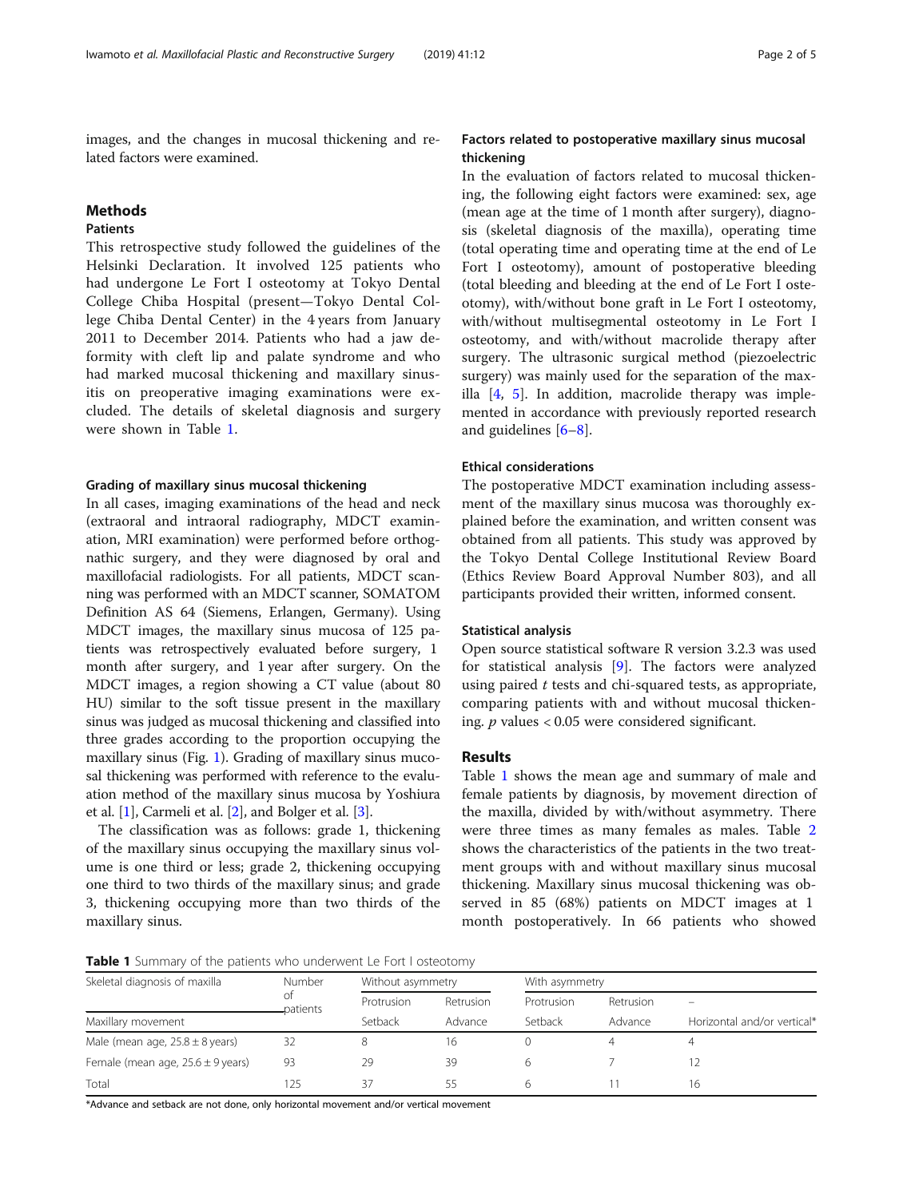images, and the changes in mucosal thickening and related factors were examined.

## Methods

### Patients

This retrospective study followed the guidelines of the Helsinki Declaration. It involved 125 patients who had undergone Le Fort I osteotomy at Tokyo Dental College Chiba Hospital (present—Tokyo Dental College Chiba Dental Center) in the 4 years from January 2011 to December 2014. Patients who had a jaw deformity with cleft lip and palate syndrome and who had marked mucosal thickening and maxillary sinusitis on preoperative imaging examinations were excluded. The details of skeletal diagnosis and surgery were shown in Table 1.

### Grading of maxillary sinus mucosal thickening

In all cases, imaging examinations of the head and neck (extraoral and intraoral radiography, MDCT examination, MRI examination) were performed before orthognathic surgery, and they were diagnosed by oral and maxillofacial radiologists. For all patients, MDCT scanning was performed with an MDCT scanner, SOMATOM Definition AS 64 (Siemens, Erlangen, Germany). Using MDCT images, the maxillary sinus mucosa of 125 patients was retrospectively evaluated before surgery, 1 month after surgery, and 1 year after surgery. On the MDCT images, a region showing a CT value (about 80 HU) similar to the soft tissue present in the maxillary sinus was judged as mucosal thickening and classified into three grades according to the proportion occupying the maxillary sinus (Fig. 1). Grading of maxillary sinus mucosal thickening was performed with reference to the evaluation method of the maxillary sinus mucosa by Yoshiura et al. [1], Carmeli et al. [2], and Bolger et al. [3].

The classification was as follows: grade 1, thickening of the maxillary sinus occupying the maxillary sinus volume is one third or less; grade 2, thickening occupying one third to two thirds of the maxillary sinus; and grade 3, thickening occupying more than two thirds of the maxillary sinus.

### Factors related to postoperative maxillary sinus mucosal thickening

In the evaluation of factors related to mucosal thickening, the following eight factors were examined: sex, age (mean age at the time of 1 month after surgery), diagnosis (skeletal diagnosis of the maxilla), operating time (total operating time and operating time at the end of Le Fort I osteotomy), amount of postoperative bleeding (total bleeding and bleeding at the end of Le Fort I osteotomy), with/without bone graft in Le Fort I osteotomy, with/without multisegmental osteotomy in Le Fort I osteotomy, and with/without macrolide therapy after surgery. The ultrasonic surgical method (piezoelectric surgery) was mainly used for the separation of the maxilla [4, 5]. In addition, macrolide therapy was implemented in accordance with previously reported research and guidelines [6–8].

### Ethical considerations

The postoperative MDCT examination including assessment of the maxillary sinus mucosa was thoroughly explained before the examination, and written consent was obtained from all patients. This study was approved by the Tokyo Dental College Institutional Review Board (Ethics Review Board Approval Number 803), and all participants provided their written, informed consent.

### Statistical analysis

Open source statistical software R version 3.2.3 was used for statistical analysis [9]. The factors were analyzed using paired $t$ tests and chi-squared tests, as appropriate, comparing patients with and without mucosal thickening. $p$ values < 0.05 were considered significant.

## Results

Table 1 shows the mean age and summary of male and female patients by diagnosis, by movement direction of the maxilla, divided by with/without asymmetry. There were three times as many females as males. Table 2 shows the characteristics of the patients in the two treatment groups with and without maxillary sinus mucosal thickening. Maxillary sinus mucosal thickening was observed in 85 (68%) patients on MDCT images at 1 month postoperatively. In 66 patients who showed

**Table 1** Summary of the patients who underwent Le Fort I osteotomy

| Skeletal diagnosis of maxilla | Number of patients | Without asymmetry | | With asymmetry | | |
|---|---|---|---|---|---|---|
| | | Protrusion | Retrusion | Protrusion | Retrusion | – |
| Maxillary movement | | Setback | Advance | Setback | Advance | Horizontal and/or vertical* |
| Male (mean age, 25.8 ± 8 years) | 32 | 8 | 16 | 0 | 4 | 4 |
| Female (mean age, 25.6 ± 9 years) | 93 | 29 | 39 | 6 | 7 | 12 |
| Total | 125 | 37 | 55 | 6 | 11 | 16 |

*Advance and setback are not done, only horizontal movement and/or vertical movement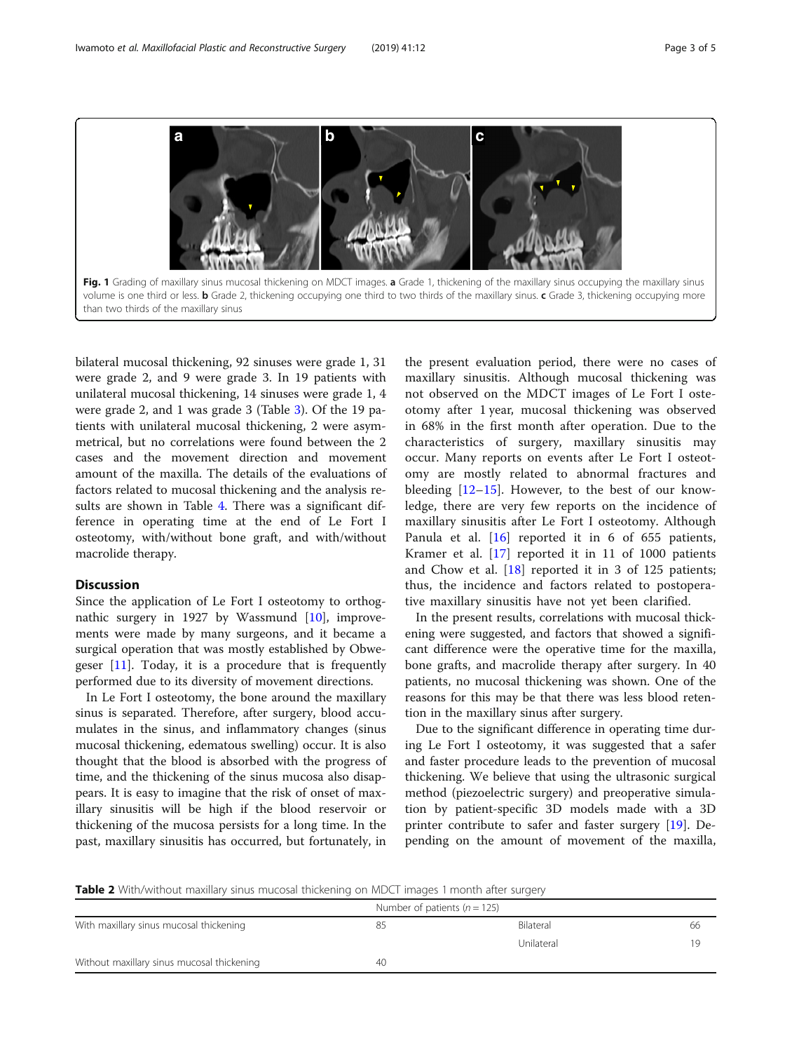Fig. 1 Grading of maxillary sinus mucosal thickening on MDCT images. **a** Grade 1, thickening of the maxillary sinus occupying the maxillary sinus volume is one third or less. **b** Grade 2, thickening occupying one third to two thirds of the maxillary sinus. **c** Grade 3, thickening occupying more than two thirds of the maxillary sinus

bilateral mucosal thickening, 92 sinuses were grade 1, 31 were grade 2, and 9 were grade 3. In 19 patients with unilateral mucosal thickening, 14 sinuses were grade 1, 4 were grade 2, and 1 was grade 3 (Table 3). Of the 19 patients with unilateral mucosal thickening, 2 were asymmetrical, but no correlations were found between the 2 cases and the movement direction and movement amount of the maxilla. The details of the evaluations of factors related to mucosal thickening and the analysis results are shown in Table 4. There was a significant difference in operating time at the end of Le Fort I osteotomy, with/without bone graft, and with/without macrolide therapy.

## Discussion

Since the application of Le Fort I osteotomy to orthognathic surgery in 1927 by Wassmund [10], improvements were made by many surgeons, and it became a surgical operation that was mostly established by Obwegeser [11]. Today, it is a procedure that is frequently performed due to its diversity of movement directions.

In Le Fort I osteotomy, the bone around the maxillary sinus is separated. Therefore, after surgery, blood accumulates in the sinus, and inflammatory changes (sinus mucosal thickening, edematous swelling) occur. It is also thought that the blood is absorbed with the progress of time, and the thickening of the sinus mucosa also disappears. It is easy to imagine that the risk of onset of maxillary sinusitis will be high if the blood reservoir or thickening of the mucosa persists for a long time. In the past, maxillary sinusitis has occurred, but fortunately, in the present evaluation period, there were no cases of maxillary sinusitis. Although mucosal thickening was not observed on the MDCT images of Le Fort I osteotomy after 1 year, mucosal thickening was observed in 68% in the first month after operation. Due to the characteristics of surgery, maxillary sinusitis may occur. Many reports on events after Le Fort I osteotomy are mostly related to abnormal fractures and bleeding [12–15]. However, to the best of our knowledge, there are very few reports on the incidence of maxillary sinusitis after Le Fort I osteotomy. Although Panula et al. [16] reported it in 6 of 655 patients, Kramer et al. [17] reported it in 11 of 1000 patients and Chow et al. [18] reported it in 3 of 125 patients; thus, the incidence and factors related to postoperative maxillary sinusitis have not yet been clarified.

In the present results, correlations with mucosal thickening were suggested, and factors that showed a significant difference were the operative time for the maxilla, bone grafts, and macrolide therapy after surgery. In 40 patients, no mucosal thickening was shown. One of the reasons for this may be that there was less blood retention in the maxillary sinus after surgery.

Due to the significant difference in operating time during Le Fort I osteotomy, it was suggested that a safer and faster procedure leads to the prevention of mucosal thickening. We believe that using the ultrasonic surgical method (piezoelectric surgery) and preoperative simulation by patient-specific 3D models made with a 3D printer contribute to safer and faster surgery [19]. Depending on the amount of movement of the maxilla,

**Table 2** With/without maxillary sinus mucosal thickening on MDCT images 1 month after surgery

| | Number of patients ($n$ = 125) | | |
|---|---|---|---|
| With maxillary sinus mucosal thickening | 85 | Bilateral | 66 |
| | | Unilateral | 19 |
| Without maxillary sinus mucosal thickening | 40 | | |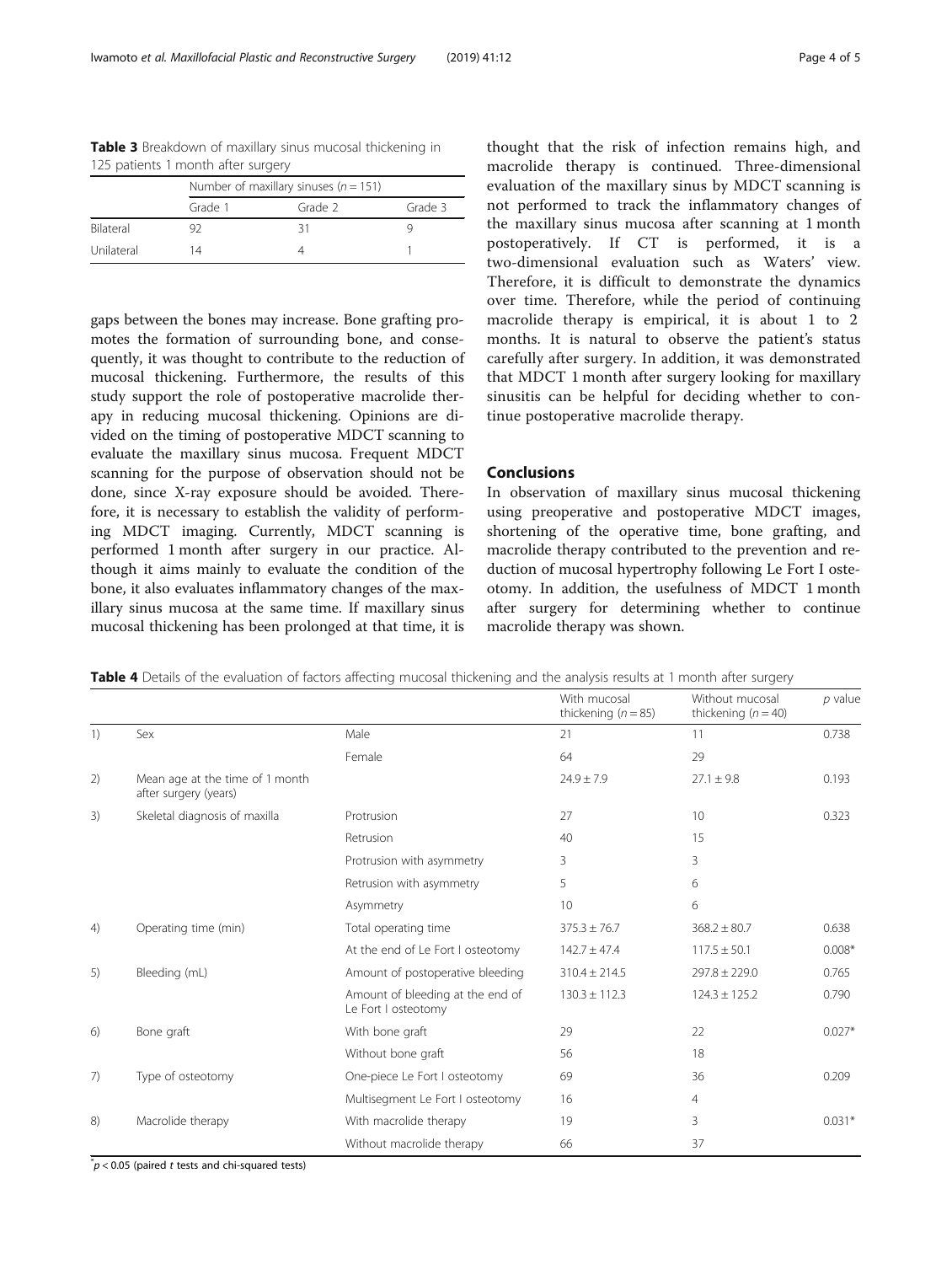**Table 3** Breakdown of maxillary sinus mucosal thickening in 125 patients 1 month after surgery

| | Number of maxillary sinuses ($n = 151$) | | |
|---|---|---|---|
| | Grade 1 | Grade 2 | Grade 3 |
| Bilateral | 92 | 31 | 9 |
| Unilateral | 14 | 4 | 1 |

gaps between the bones may increase. Bone grafting promotes the formation of surrounding bone, and consequently, it was thought to contribute to the reduction of mucosal thickening. Furthermore, the results of this study support the role of postoperative macrolide therapy in reducing mucosal thickening. Opinions are divided on the timing of postoperative MDCT scanning to evaluate the maxillary sinus mucosa. Frequent MDCT scanning for the purpose of observation should not be done, since X-ray exposure should be avoided. Therefore, it is necessary to establish the validity of performing MDCT imaging. Currently, MDCT scanning is performed 1 month after surgery in our practice. Although it aims mainly to evaluate the condition of the bone, it also evaluates inflammatory changes of the maxillary sinus mucosa at the same time. If maxillary sinus mucosal thickening has been prolonged at that time, it is thought that the risk of infection remains high, and macrolide therapy is continued. Three-dimensional evaluation of the maxillary sinus by MDCT scanning is not performed to track the inflammatory changes of the maxillary sinus mucosa after scanning at 1 month postoperatively. If CT is performed, it is a two-dimensional evaluation such as Waters' view. Therefore, it is difficult to demonstrate the dynamics over time. Therefore, while the period of continuing macrolide therapy is empirical, it is about 1 to 2 months. It is natural to observe the patient's status carefully after surgery. In addition, it was demonstrated that MDCT 1 month after surgery looking for maxillary sinusitis can be helpful for deciding whether to continue postoperative macrolide therapy.

## Conclusions

In observation of maxillary sinus mucosal thickening using preoperative and postoperative MDCT images, shortening of the operative time, bone grafting, and macrolide therapy contributed to the prevention and reduction of mucosal hypertrophy following Le Fort I osteotomy. In addition, the usefulness of MDCT 1 month after surgery for determining whether to continue macrolide therapy was shown.

**Table 4** Details of the evaluation of factors affecting mucosal thickening and the analysis results at 1 month after surgery

| | | | With mucosal thickening ($n = 85$) | Without mucosal thickening ($n = 40$) | $p$ value |
|---|---|---|---|---|---|
| 1) | Sex | Male | 21 | 11 | 0.738 |
| | | Female | 64 | 29 | |
| 2) | Mean age at the time of 1 month after surgery (years) | | 24.9 ± 7.9 | 27.1 ± 9.8 | 0.193 |
| 3) | Skeletal diagnosis of maxilla | Protrusion | 27 | 10 | 0.323 |
| | | Retrusion | 40 | 15 | |
| | | Protrusion with asymmetry | 3 | 3 | |
| | | Retrusion with asymmetry | 5 | 6 | |
| | | Asymmetry | 10 | 6 | |
| 4) | Operating time (min) | Total operating time | 375.3 ± 76.7 | 368.2 ± 80.7 | 0.638 |
| | | At the end of Le Fort I osteotomy | 142.7 ± 47.4 | 117.5 ± 50.1 | 0.008* |
| 5) | Bleeding (mL) | Amount of postoperative bleeding | 310.4 ± 214.5 | 297.8 ± 229.0 | 0.765 |
| | | Amount of bleeding at the end of Le Fort I osteotomy | 130.3 ± 112.3 | 124.3 ± 125.2 | 0.790 |
| 6) | Bone graft | With bone graft | 29 | 22 | 0.027* |
| | | Without bone graft | 56 | 18 | |
| 7) | Type of osteotomy | One-piece Le Fort I osteotomy | 69 | 36 | 0.209 |
| | | Multisegment Le Fort I osteotomy | 16 | 4 | |
| 8) | Macrolide therapy | With macrolide therapy | 19 | 3 | 0.031* |
| | | Without macrolide therapy | 66 | 37 | |

*$p < 0.05$ (paired $t$ tests and chi-squared tests)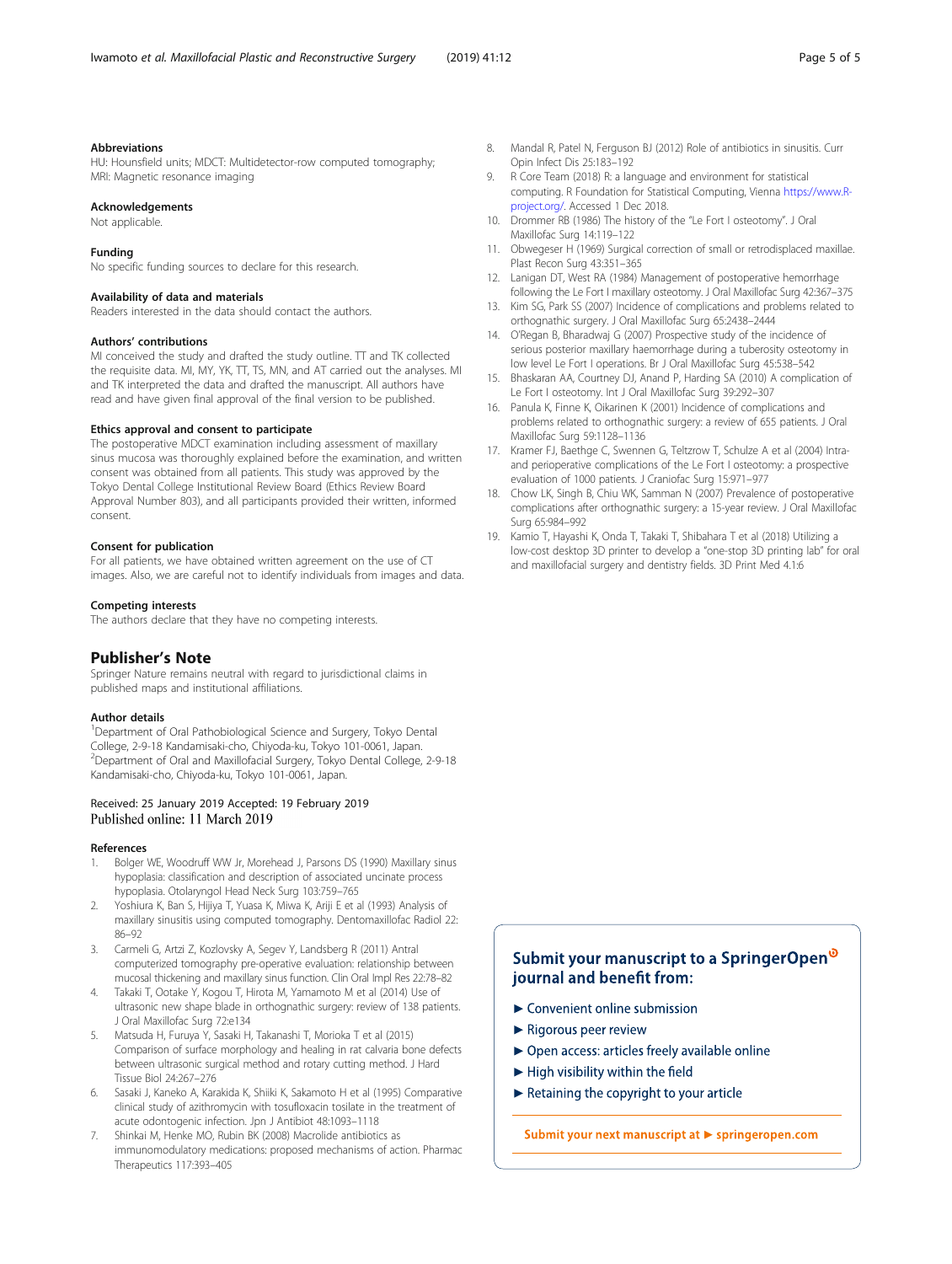### Abbreviations

HU: Hounsfield units; MDCT: Multidetector-row computed tomography; MRI: Magnetic resonance imaging

### Acknowledgements

Not applicable.

### Funding

No specific funding sources to declare for this research.

### Availability of data and materials

Readers interested in the data should contact the authors.

### Authors' contributions

MI conceived the study and drafted the study outline. TT and TK collected the requisite data. MI, MY, YK, TT, TS, MN, and AT carried out the analyses. MI and TK interpreted the data and drafted the manuscript. All authors have read and have given final approval of the final version to be published.

### Ethics approval and consent to participate

The postoperative MDCT examination including assessment of maxillary sinus mucosa was thoroughly explained before the examination, and written consent was obtained from all patients. This study was approved by the Tokyo Dental College Institutional Review Board (Ethics Review Board Approval Number 803), and all participants provided their written, informed consent.

### Consent for publication

For all patients, we have obtained written agreement on the use of CT images. Also, we are careful not to identify individuals from images and data.

### Competing interests

The authors declare that they have no competing interests.

## Publisher's Note

Springer Nature remains neutral with regard to jurisdictional claims in published maps and institutional affiliations.

### Author details

[1]Department of Oral Pathobiological Science and Surgery, Tokyo Dental College, 2-9-18 Kandamisaki-cho, Chiyoda-ku, Tokyo 101-0061, Japan. [2]Department of Oral and Maxillofacial Surgery, Tokyo Dental College, 2-9-18 Kandamisaki-cho, Chiyoda-ku, Tokyo 101-0061, Japan.

Received: 25 January 2019 Accepted: 19 February 2019
Published online: 11 March 2019

### References

1. Bolger WE, Woodruff WW Jr, Morehead J, Parsons DS (1990) Maxillary sinus hypoplasia: classification and description of associated uncinate process hypoplasia. Otolaryngol Head Neck Surg 103:759–765
2. Yoshiura K, Ban S, Hijiya T, Yuasa K, Miwa K, Ariji E et al (1993) Analysis of maxillary sinusitis using computed tomography. Dentomaxillofac Radiol 22: 86–92
3. Carmeli G, Artzi Z, Kozlovsky A, Segev Y, Landsberg R (2011) Antral computerized tomography pre-operative evaluation: relationship between mucosal thickening and maxillary sinus function. Clin Oral Impl Res 22:78–82
4. Takaki T, Ootake Y, Kogou T, Hirota M, Yamamoto M et al (2014) Use of ultrasonic new shape blade in orthognathic surgery: review of 138 patients. J Oral Maxillofac Surg 72:e134
5. Matsuda H, Furuya Y, Sasaki H, Takanashi T, Morioka T et al (2015) Comparison of surface morphology and healing in rat calvaria bone defects between ultrasonic surgical method and rotary cutting method. J Hard Tissue Biol 24:267–276
6. Sasaki J, Kaneko A, Karakida K, Shiiki K, Sakamoto H et al (1995) Comparative clinical study of azithromycin with tosufloxacin tosilate in the treatment of acute odontogenic infection. Jpn J Antibiot 48:1093–1118
7. Shinkai M, Henke MO, Rubin BK (2008) Macrolide antibiotics as immunomodulatory medications: proposed mechanisms of action. Pharmac Therapeutics 117:393–405
8. Mandal R, Patel N, Ferguson BJ (2012) Role of antibiotics in sinusitis. Curr Opin Infect Dis 25:183–192
9. R Core Team (2018) R: a language and environment for statistical computing. R Foundation for Statistical Computing, Vienna https://www.R-project.org/. Accessed 1 Dec 2018.
10. Drommer RB (1986) The history of the "Le Fort I osteotomy". J Oral Maxillofac Surg 14:119–122
11. Obwegeser H (1969) Surgical correction of small or retrodisplaced maxillae. Plast Recon Surg 43:351–365
12. Lanigan DT, West RA (1984) Management of postoperative hemorrhage following the Le Fort I maxillary osteotomy. J Oral Maxillofac Surg 42:367–375
13. Kim SG, Park SS (2007) Incidence of complications and problems related to orthognathic surgery. J Oral Maxillofac Surg 65:2438–2444
14. O'Regan B, Bharadwaj G (2007) Prospective study of the incidence of serious posterior maxillary haemorrhage during a tuberosity osteotomy in low level Le Fort I operations. Br J Oral Maxillofac Surg 45:538–542
15. Bhaskaran AA, Courtney DJ, Anand P, Harding SA (2010) A complication of Le Fort I osteotomy. Int J Oral Maxillofac Surg 39:292–307
16. Panula K, Finne K, Oikarinen K (2001) Incidence of complications and problems related to orthognathic surgery: a review of 655 patients. J Oral Maxillofac Surg 59:1128–1136
17. Kramer FJ, Baethge C, Swennen G, Teltzrow T, Schulze A et al (2004) Intra- and perioperative complications of the Le Fort I osteotomy: a prospective evaluation of 1000 patients. J Craniofac Surg 15:971–977
18. Chow LK, Singh B, Chiu WK, Samman N (2007) Prevalence of postoperative complications after orthognathic surgery: a 15-year review. J Oral Maxillofac Surg 65:984–992
19. Kamio T, Hayashi K, Onda T, Takaki T, Shibahara T et al (2018) Utilizing a low-cost desktop 3D printer to develop a "one-stop 3D printing lab" for oral and maxillofacial surgery and dentistry fields. 3D Print Med 4:1:6

**Submit your manuscript to a SpringerOpen journal and benefit from:**

- ► Convenient online submission
- ► Rigorous peer review
- ► Open access: articles freely available online
- ► High visibility within the field
- ► Retaining the copyright to your article

Submit your next manuscript at ► springeropen.com